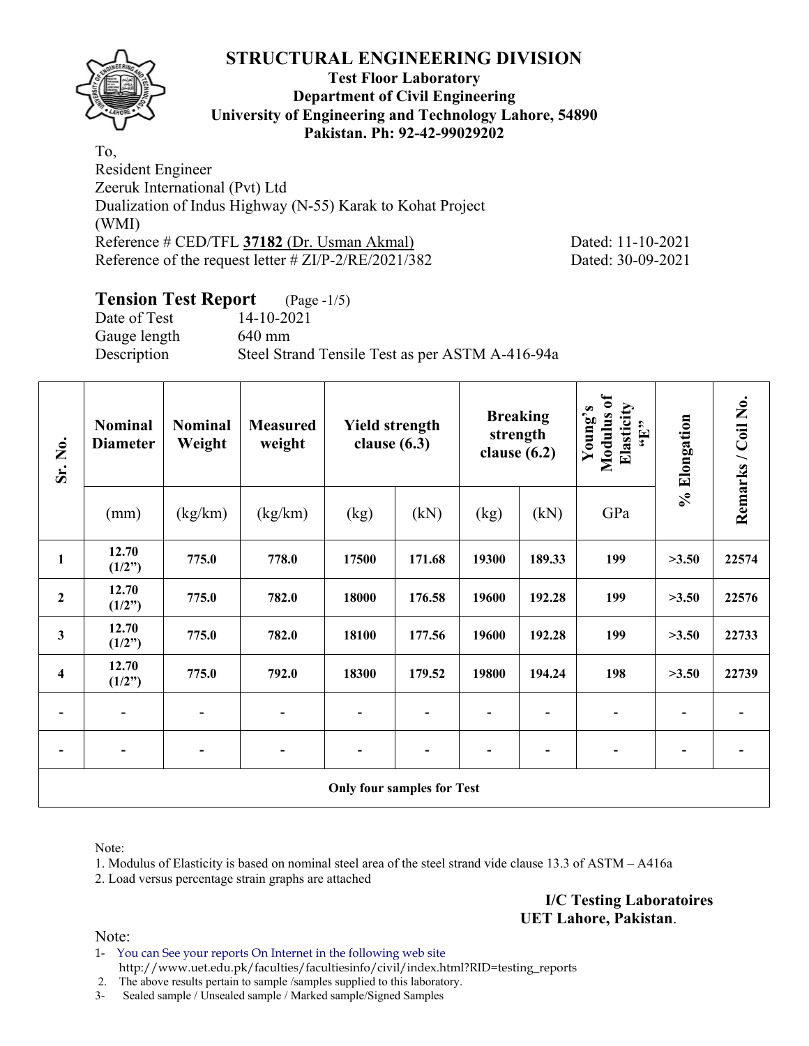# STRUCTURAL ENGINEERING DIVISION

**Test Floor Laboratory**
**Department of Civil Engineering**
**University of Engineering and Technology Lahore, 54890**
**Pakistan. Ph: 92-42-99029202**

To,
Resident Engineer
Zeeruk International (Pvt) Ltd
Dualization of Indus Highway (N-55) Karak to Kohat Project
(WMI)
Reference # CED/TFL **37182** (Dr. Usman Akmal) Dated: 11-10-2021
Reference of the request letter # ZI/P-2/RE/2021/382 Dated: 30-09-2021

## Tension Test Report (Page -1/5)

Date of Test 14-10-2021
Gauge length 640 mm
Description Steel Strand Tensile Test as per ASTM A-416-94a

| Sr. No. | Nominal Diameter | Nominal Weight | Measured weight | Yield strength clause (6.3) | | Breaking strength clause (6.2) | | Young's Modulus of Elasticity "E" | % Elongation | Remarks / Coil No. |
|---|---|---|---|---|---|---|---|---|---|---|
| | (mm) | (kg/km) | (kg/km) | (kg) | (kN) | (kg) | (kN) | GPa | | |
| **1** | **12.70 (1/2")** | **775.0** | **778.0** | **17500** | **171.68** | **19300** | **189.33** | **199** | **>3.50** | **22574** |
| **2** | **12.70 (1/2")** | **775.0** | **782.0** | **18000** | **176.58** | **19600** | **192.28** | **199** | **>3.50** | **22576** |
| **3** | **12.70 (1/2")** | **775.0** | **782.0** | **18100** | **177.56** | **19600** | **192.28** | **199** | **>3.50** | **22733** |
| **4** | **12.70 (1/2")** | **775.0** | **792.0** | **18300** | **179.52** | **19800** | **194.24** | **198** | **>3.50** | **22739** |
| - | - | - | - | - | - | - | - | - | - | - |
| - | - | - | - | - | - | - | - | - | - | - |
| **Only four samples for Test** | | | | | | | | | | |

Note:

1. Modulus of Elasticity is based on nominal steel area of the steel strand vide clause 13.3 of ASTM – A416a
2. Load versus percentage strain graphs are attached

**I/C Testing Laboratoires**
**UET Lahore, Pakistan**.

Note:

1- You can See your reports On Internet in the following web site
http://www.uet.edu.pk/faculties/facultiesinfo/civil/index.html?RID=testing_reports
2. The above results pertain to sample /samples supplied to this laboratory.
3- Sealed sample / Unsealed sample / Marked sample/Signed Samples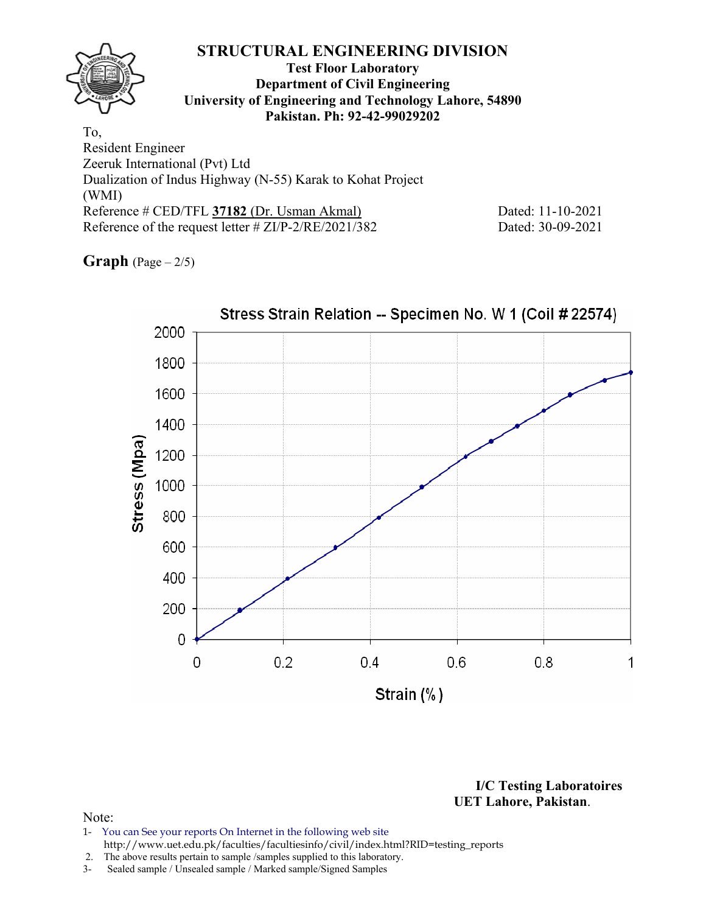# STRUCTURAL ENGINEERING DIVISION

**Test Floor Laboratory**
**Department of Civil Engineering**
**University of Engineering and Technology Lahore, 54890**
**Pakistan. Ph: 92-42-99029202**

To,
Resident Engineer
Zeeruk International (Pvt) Ltd
Dualization of Indus Highway (N-55) Karak to Kohat Project
(WMI)
Reference # CED/TFL **37182** (Dr. Usman Akmal) Dated: 11-10-2021
Reference of the request letter # ZI/P-2/RE/2021/382 Dated: 30-09-2021

**Graph** (Page – 2/5)

Stress Strain Relation -- Specimen No. W 1 (Coil # 22574)

**I/C Testing Laboratoires**
**UET Lahore, Pakistan.**

Note:
1- You can See your reports On Internet in the following web site
http://www.uet.edu.pk/faculties/facultiesinfo/civil/index.html?RID=testing_reports
2. The above results pertain to sample /samples supplied to this laboratory.
3- Sealed sample / Unsealed sample / Marked sample/Signed Samples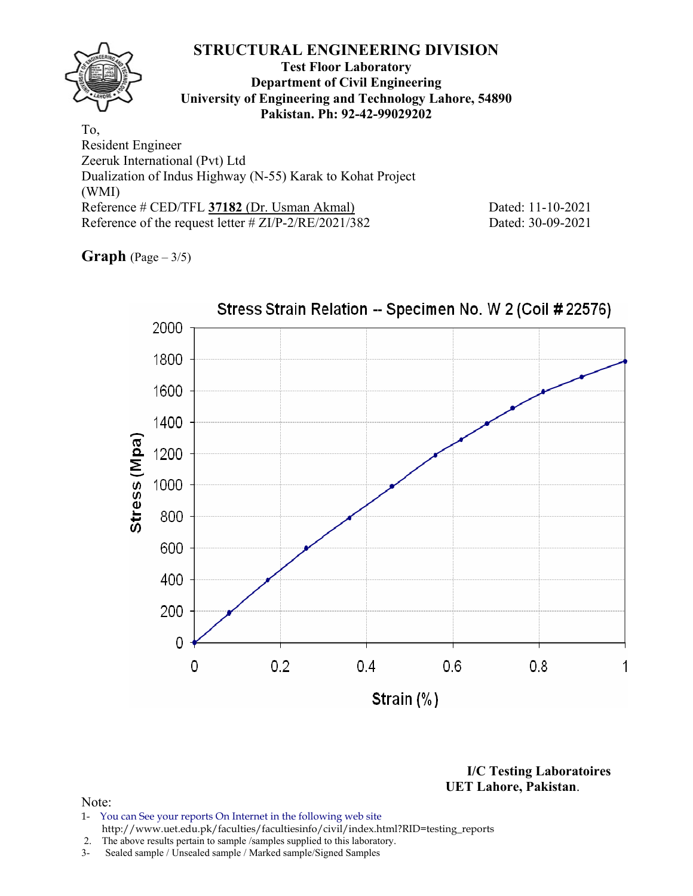# STRUCTURAL ENGINEERING DIVISION

**Test Floor Laboratory**
**Department of Civil Engineering**
**University of Engineering and Technology Lahore, 54890**
**Pakistan. Ph: 92-42-99029202**

To,
Resident Engineer
Zeeruk International (Pvt) Ltd
Dualization of Indus Highway (N-55) Karak to Kohat Project
(WMI)
Reference # CED/TFL **37182** (Dr. Usman Akmal) Dated: 11-10-2021
Reference of the request letter # ZI/P-2/RE/2021/382 Dated: 30-09-2021

**Graph** (Page – 3/5)

Stress Strain Relation -- Specimen No. W 2 (Coil # 22576)

Stress (Mpa)

Strain (%)

**I/C Testing Laboratoires**
**UET Lahore, Pakistan.**

Note:

1- You can See your reports On Internet in the following web site
http://www.uet.edu.pk/faculties/facultiesinfo/civil/index.html?RID=testing_reports
2. The above results pertain to sample /samples supplied to this laboratory.
3- Sealed sample / Unsealed sample / Marked sample/Signed Samples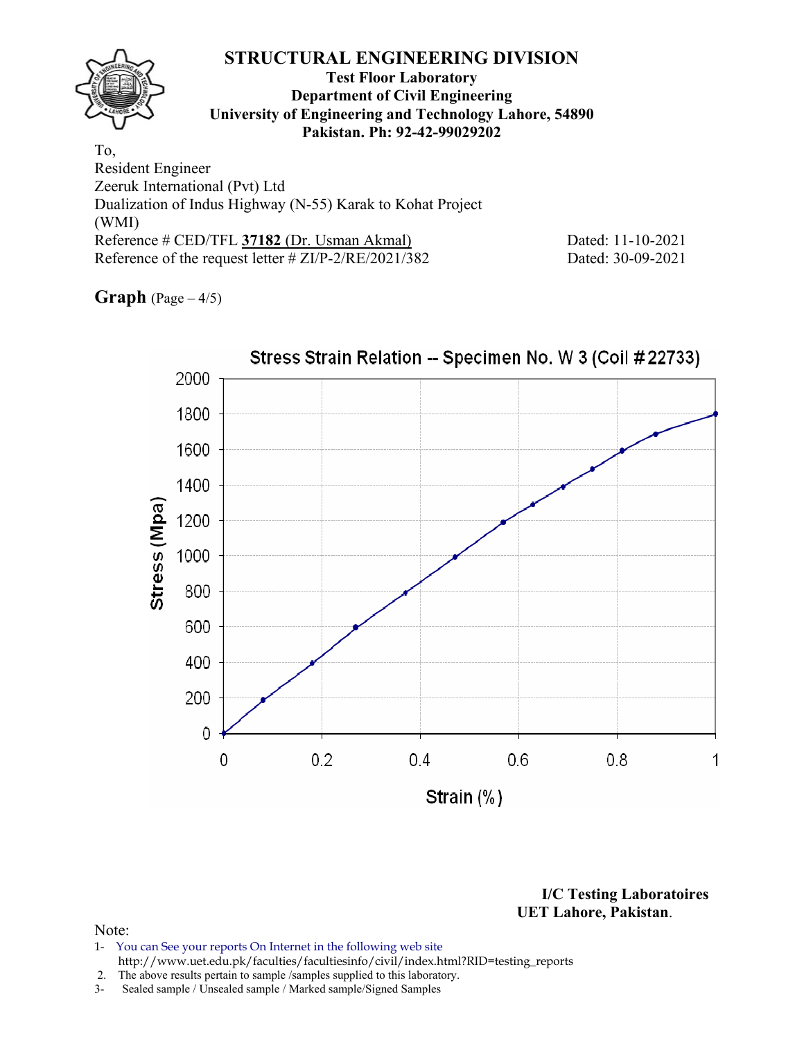# STRUCTURAL ENGINEERING DIVISION

**Test Floor Laboratory**
**Department of Civil Engineering**
**University of Engineering and Technology Lahore, 54890**
**Pakistan. Ph: 92-42-99029202**

To,
Resident Engineer
Zeeruk International (Pvt) Ltd
Dualization of Indus Highway (N-55) Karak to Kohat Project
(WMI)
Reference # CED/TFL **37182** (Dr. Usman Akmal) Dated: 11-10-2021
Reference of the request letter # ZI/P-2/RE/2021/382 Dated: 30-09-2021

**Graph** (Page – 4/5)

Stress Strain Relation -- Specimen No. W 3 (Coil # 22733)

Stress (Mpa)

Strain (%)

**I/C Testing Laboratoires**
**UET Lahore, Pakistan**.

Note:
1- You can See your reports On Internet in the following web site
http://www.uet.edu.pk/faculties/facultiesinfo/civil/index.html?RID=testing_reports
2. The above results pertain to sample /samples supplied to this laboratory.
3- Sealed sample / Unsealed sample / Marked sample/Signed Samples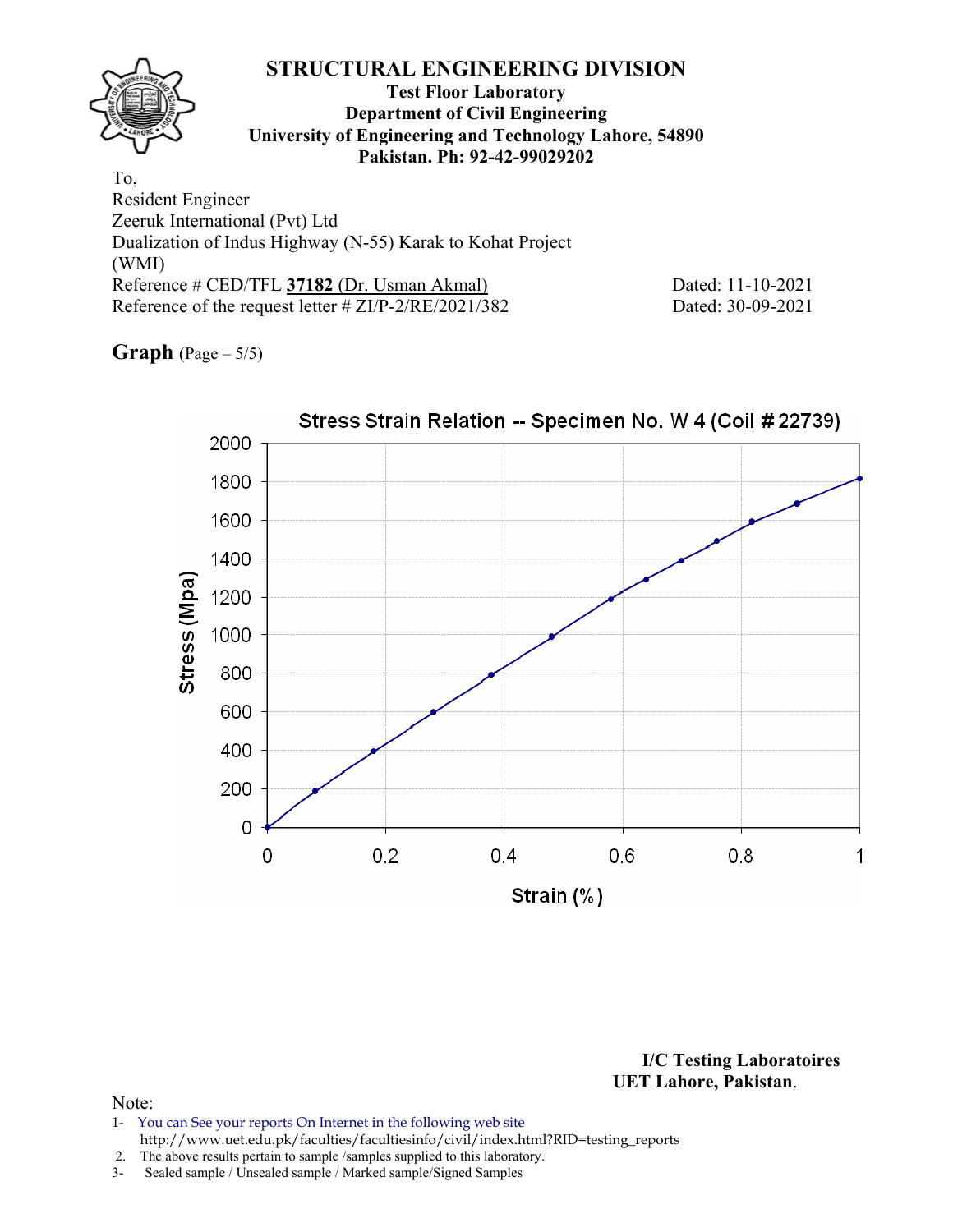# STRUCTURAL ENGINEERING DIVISION

**Test Floor Laboratory**
**Department of Civil Engineering**
**University of Engineering and Technology Lahore, 54890**
**Pakistan. Ph: 92-42-99029202**

To,
Resident Engineer
Zeeruk International (Pvt) Ltd
Dualization of Indus Highway (N-55) Karak to Kohat Project
(WMI)
Reference # CED/TFL **37182** (Dr. Usman Akmal) Dated: 11-10-2021
Reference of the request letter # ZI/P-2/RE/2021/382 Dated: 30-09-2021

**Graph** (Page – 5/5)

Stress Strain Relation -- Specimen No. W 4 (Coil # 22739)

Stress (Mpa) vs. Strain (%)

**I/C Testing Laboratoires**
**UET Lahore, Pakistan**.

Note:
1- You can See your reports On Internet in the following web site
http://www.uet.edu.pk/faculties/facultiesinfo/civil/index.html?RID=testing_reports
2. The above results pertain to sample /samples supplied to this laboratory.
3- Sealed sample / Unsealed sample / Marked sample/Signed Samples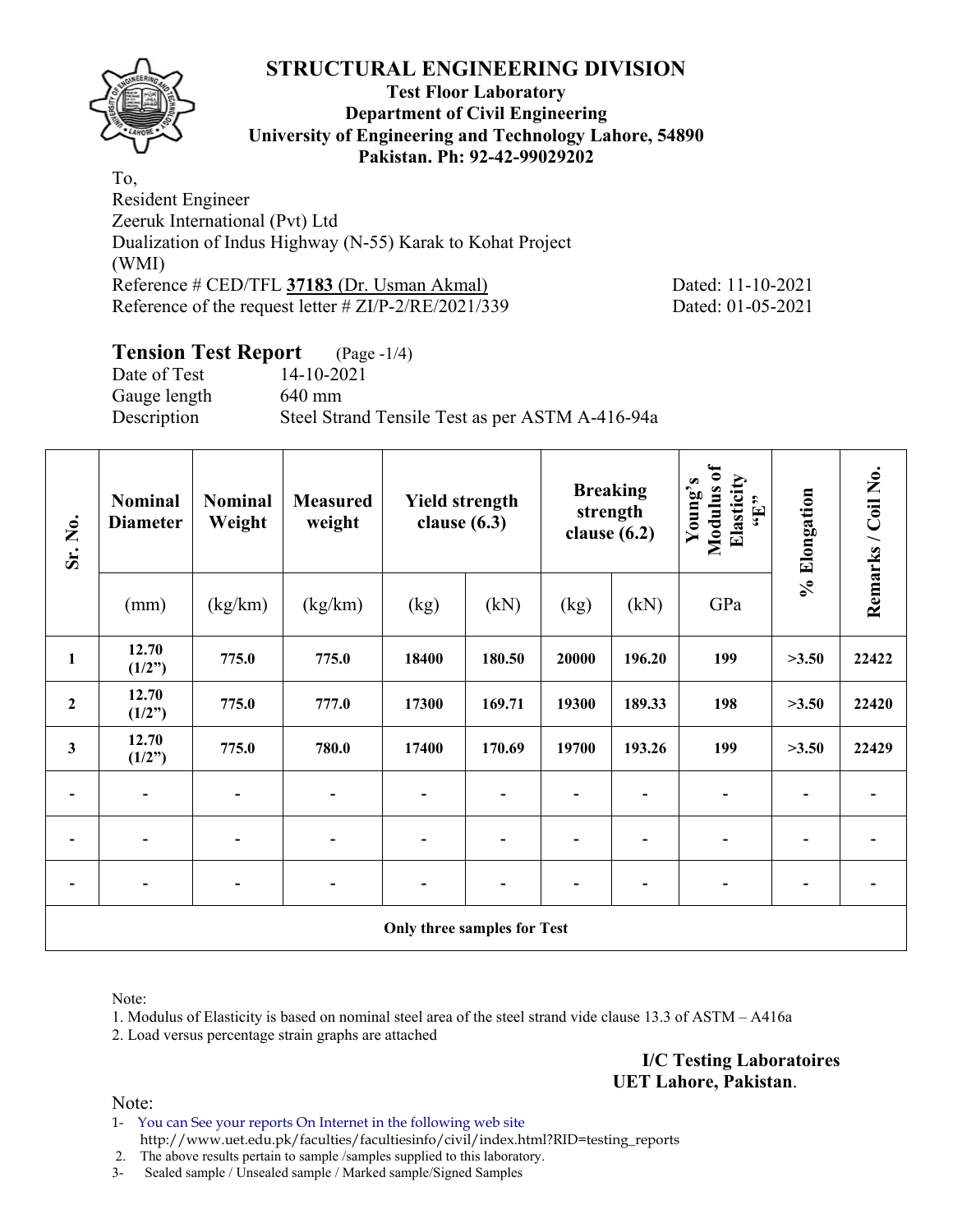# STRUCTURAL ENGINEERING DIVISION

**Test Floor Laboratory**
**Department of Civil Engineering**
**University of Engineering and Technology Lahore, 54890**
**Pakistan. Ph: 92-42-99029202**

To,
Resident Engineer
Zeeruk International (Pvt) Ltd
Dualization of Indus Highway (N-55) Karak to Kohat Project
(WMI)
Reference # CED/TFL **37183** (Dr. Usman Akmal) Dated: 11-10-2021
Reference of the request letter # ZI/P-2/RE/2021/339 Dated: 01-05-2021

## Tension Test Report (Page -1/4)

Date of Test 14-10-2021
Gauge length 640 mm
Description Steel Strand Tensile Test as per ASTM A-416-94a

| Sr. No. | Nominal Diameter | Nominal Weight | Measured weight | Yield strength clause (6.3) | | Breaking strength clause (6.2) | | Young's Modulus of Elasticity "E" | % Elongation | Remarks / Coil No. |
|---|---|---|---|---|---|---|---|---|---|---|
| | (mm) | (kg/km) | (kg/km) | (kg) | (kN) | (kg) | (kN) | GPa | | |
| **1** | **12.70 (1/2")** | **775.0** | **775.0** | **18400** | **180.50** | **20000** | **196.20** | **199** | **>3.50** | **22422** |
| **2** | **12.70 (1/2")** | **775.0** | **777.0** | **17300** | **169.71** | **19300** | **189.33** | **198** | **>3.50** | **22420** |
| **3** | **12.70 (1/2")** | **775.0** | **780.0** | **17400** | **170.69** | **19700** | **193.26** | **199** | **>3.50** | **22429** |
| - | - | - | - | - | - | - | - | - | - | - |
| - | - | - | - | - | - | - | - | - | - | - |
| - | - | - | - | - | - | - | - | - | - | - |
| **Only three samples for Test** | | | | | | | | | | |

Note:
1. Modulus of Elasticity is based on nominal steel area of the steel strand vide clause 13.3 of ASTM – A416a
2. Load versus percentage strain graphs are attached

**I/C Testing Laboratoires**
**UET Lahore, Pakistan**.

Note:
1- You can See your reports On Internet in the following web site
http://www.uet.edu.pk/faculties/facultiesinfo/civil/index.html?RID=testing_reports
2. The above results pertain to sample /samples supplied to this laboratory.
3- Sealed sample / Unsealed sample / Marked sample/Signed Samples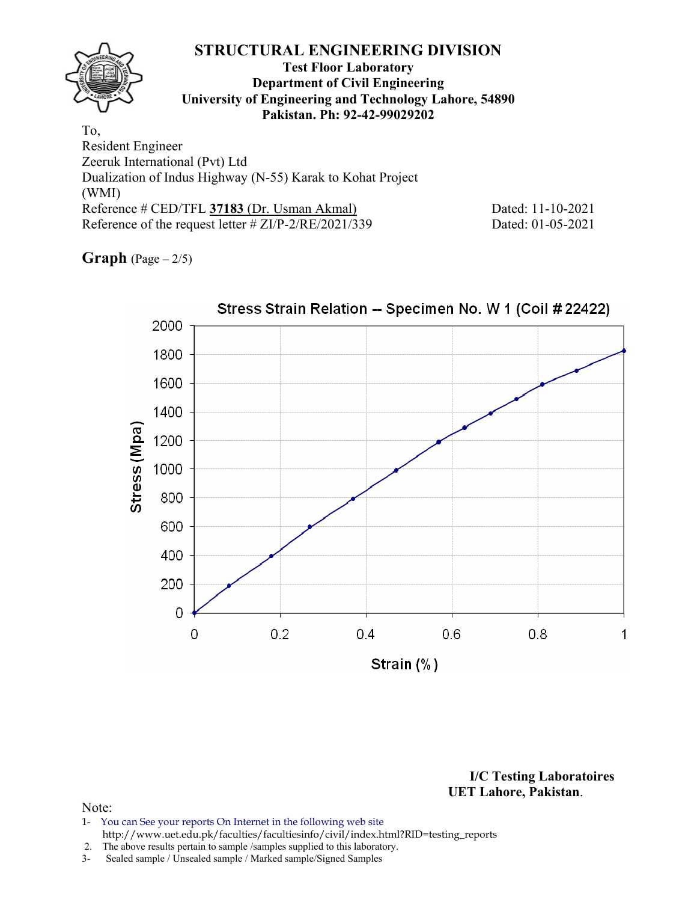# STRUCTURAL ENGINEERING DIVISION

**Test Floor Laboratory**
**Department of Civil Engineering**
**University of Engineering and Technology Lahore, 54890**
**Pakistan. Ph: 92-42-99029202**

To,
Resident Engineer
Zeeruk International (Pvt) Ltd
Dualization of Indus Highway (N-55) Karak to Kohat Project
(WMI)
Reference # CED/TFL **37183** (Dr. Usman Akmal) Dated: 11-10-2021
Reference of the request letter # ZI/P-2/RE/2021/339 Dated: 01-05-2021

**Graph** (Page – 2/5)

Stress Strain Relation -- Specimen No. W 1 (Coil # 22422)

Stress (Mpa)

Strain (%)

**I/C Testing Laboratoires**
**UET Lahore, Pakistan.**

Note:

1- You can See your reports On Internet in the following web site
http://www.uet.edu.pk/faculties/facultiesinfo/civil/index.html?RID=testing_reports
2. The above results pertain to sample /samples supplied to this laboratory.
3- Sealed sample / Unsealed sample / Marked sample/Signed Samples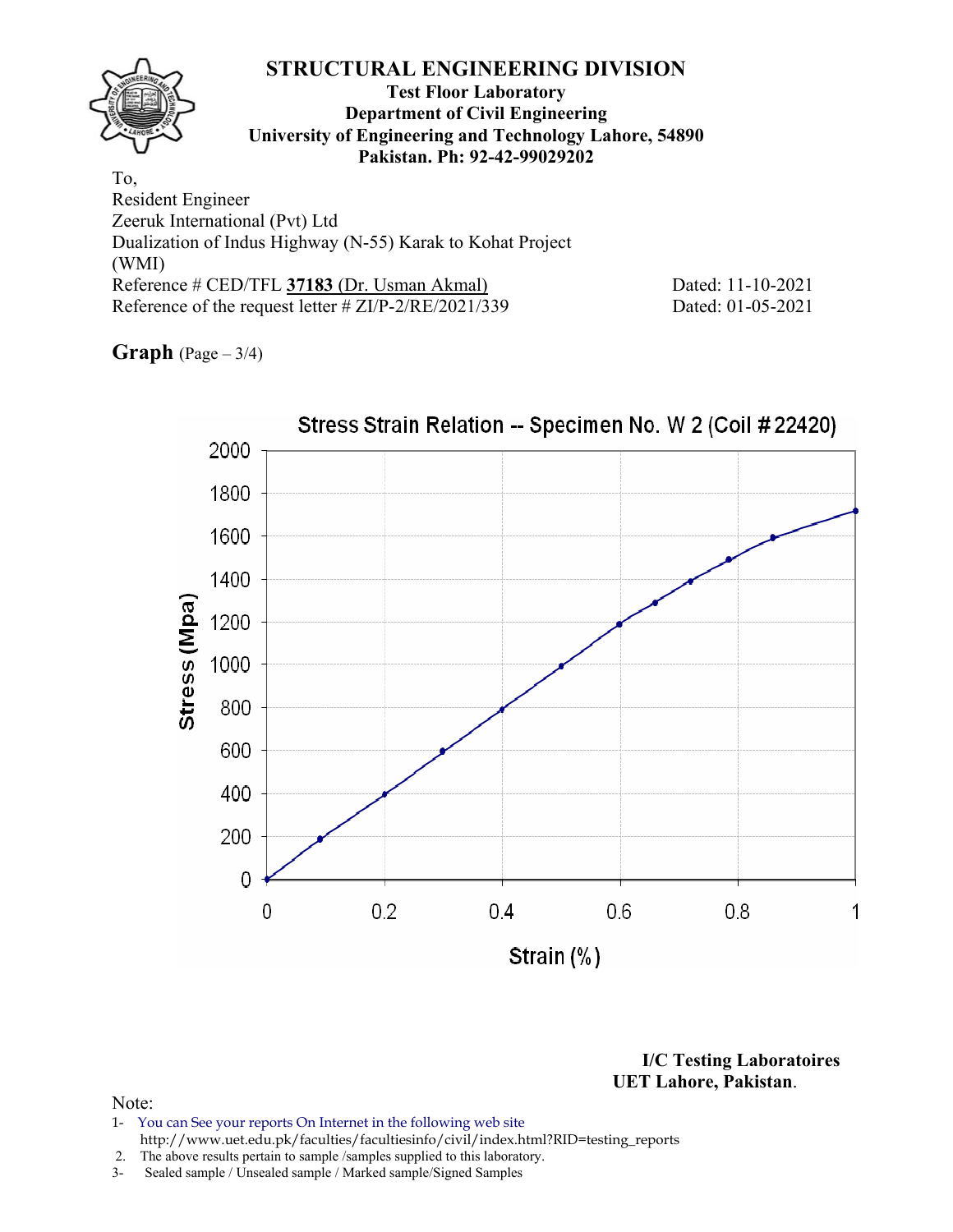# STRUCTURAL ENGINEERING DIVISION

**Test Floor Laboratory**
**Department of Civil Engineering**
**University of Engineering and Technology Lahore, 54890**
**Pakistan. Ph: 92-42-99029202**

To,
Resident Engineer
Zeeruk International (Pvt) Ltd
Dualization of Indus Highway (N-55) Karak to Kohat Project
(WMI)
Reference # CED/TFL **37183** (Dr. Usman Akmal) Dated: 11-10-2021
Reference of the request letter # ZI/P-2/RE/2021/339 Dated: 01-05-2021

**Graph** (Page – 3/4)

Stress Strain Relation -- Specimen No. W 2 (Coil # 22420)

Stress (Mpa): 0, 200, 400, 600, 800, 1000, 1200, 1400, 1600, 1800, 2000

Strain (%): 0, 0.2, 0.4, 0.6, 0.8, 1

**I/C Testing Laboratoires**
**UET Lahore, Pakistan**.

Note:
1- You can See your reports On Internet in the following web site
http://www.uet.edu.pk/faculties/facultiesinfo/civil/index.html?RID=testing_reports
2. The above results pertain to sample /samples supplied to this laboratory.
3- Sealed sample / Unsealed sample / Marked sample/Signed Samples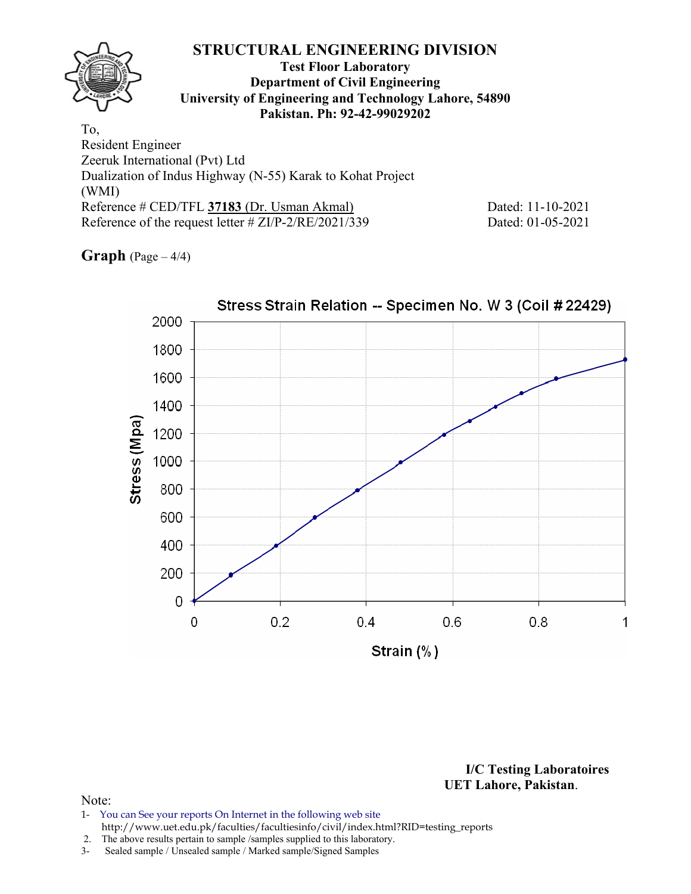# STRUCTURAL ENGINEERING DIVISION

**Test Floor Laboratory**
**Department of Civil Engineering**
**University of Engineering and Technology Lahore, 54890**
**Pakistan. Ph: 92-42-99029202**

To,
Resident Engineer
Zeeruk International (Pvt) Ltd
Dualization of Indus Highway (N-55) Karak to Kohat Project
(WMI)
Reference # CED/TFL **37183** (Dr. Usman Akmal) Dated: 11-10-2021
Reference of the request letter # ZI/P-2/RE/2021/339 Dated: 01-05-2021

**Graph** (Page – 4/4)

Stress Strain Relation -- Specimen No. W 3 (Coil # 22429)

Stress (Mpa): 0, 200, 400, 600, 800, 1000, 1200, 1400, 1600, 1800, 2000

Strain (%): 0, 0.2, 0.4, 0.6, 0.8, 1

**I/C Testing Laboratoires**
**UET Lahore, Pakistan.**

Note:

1- You can See your reports On Internet in the following web site
http://www.uet.edu.pk/faculties/facultiesinfo/civil/index.html?RID=testing_reports
2. The above results pertain to sample /samples supplied to this laboratory.
3- Sealed sample / Unsealed sample / Marked sample/Signed Samples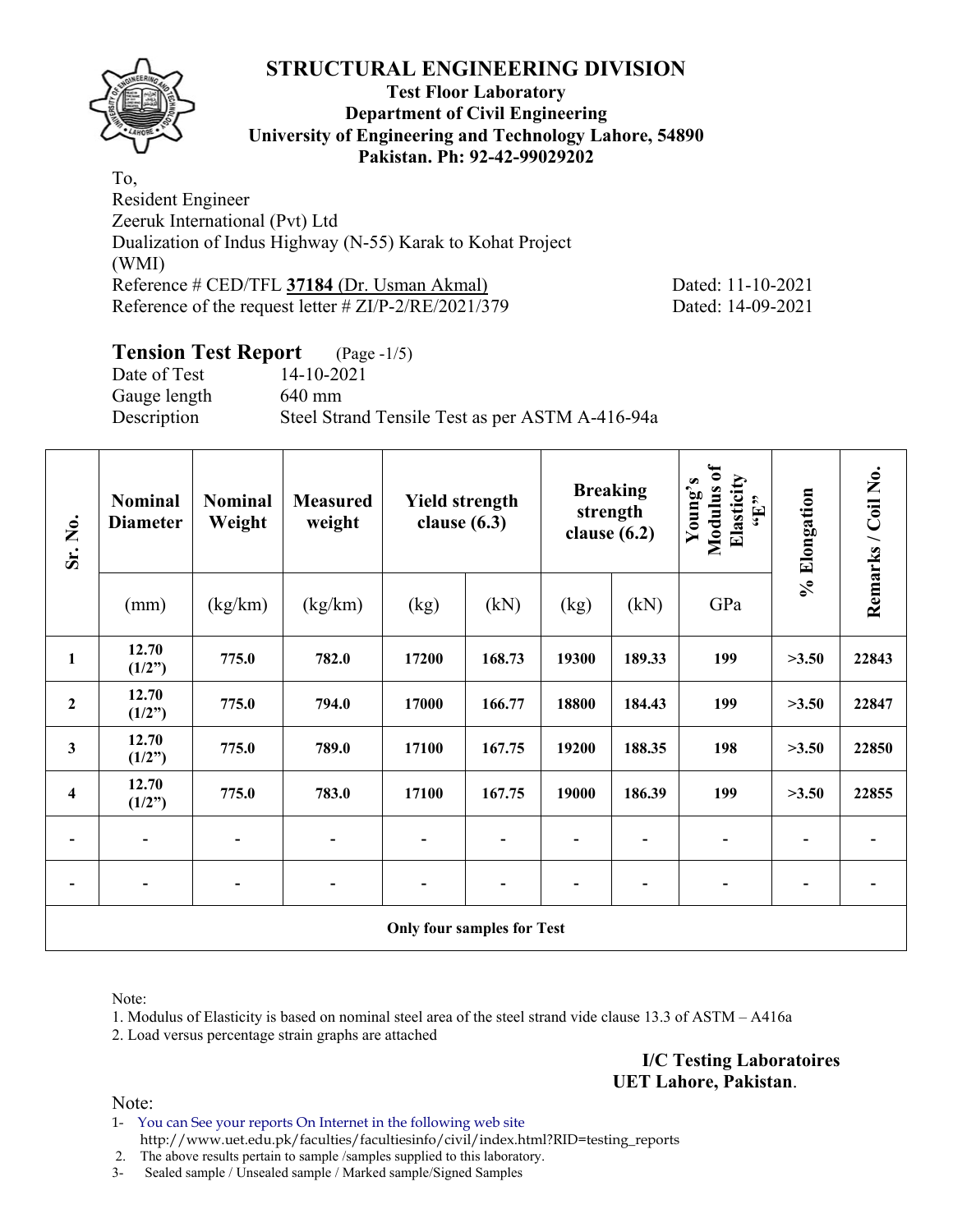# STRUCTURAL ENGINEERING DIVISION

**Test Floor Laboratory**
**Department of Civil Engineering**
**University of Engineering and Technology Lahore, 54890**
**Pakistan. Ph: 92-42-99029202**

To,
Resident Engineer
Zeeruk International (Pvt) Ltd
Dualization of Indus Highway (N-55) Karak to Kohat Project
(WMI)
Reference # CED/TFL **37184** (Dr. Usman Akmal) Dated: 11-10-2021
Reference of the request letter # ZI/P-2/RE/2021/379 Dated: 14-09-2021

## Tension Test Report (Page -1/5)

Date of Test 14-10-2021
Gauge length 640 mm
Description Steel Strand Tensile Test as per ASTM A-416-94a

| Sr. No. | Nominal Diameter | Nominal Weight | Measured weight | Yield strength clause (6.3) | | Breaking strength clause (6.2) | | Young's Modulus of Elasticity "E" | % Elongation | Remarks / Coil No. |
|---|---|---|---|---|---|---|---|---|---|---|
| | (mm) | (kg/km) | (kg/km) | (kg) | (kN) | (kg) | (kN) | GPa | | |
| **1** | **12.70 (1/2")** | **775.0** | **782.0** | **17200** | **168.73** | **19300** | **189.33** | **199** | **>3.50** | **22843** |
| **2** | **12.70 (1/2")** | **775.0** | **794.0** | **17000** | **166.77** | **18800** | **184.43** | **199** | **>3.50** | **22847** |
| **3** | **12.70 (1/2")** | **775.0** | **789.0** | **17100** | **167.75** | **19200** | **188.35** | **198** | **>3.50** | **22850** |
| **4** | **12.70 (1/2")** | **775.0** | **783.0** | **17100** | **167.75** | **19000** | **186.39** | **199** | **>3.50** | **22855** |
| - | - | - | - | - | - | - | - | - | - | - |
| - | - | - | - | - | - | - | - | - | - | - |
| **Only four samples for Test** | | | | | | | | | | |

Note:
1. Modulus of Elasticity is based on nominal steel area of the steel strand vide clause 13.3 of ASTM – A416a
2. Load versus percentage strain graphs are attached

**I/C Testing Laboratoires**
**UET Lahore, Pakistan**.

Note:
1- You can See your reports On Internet in the following web site
http://www.uet.edu.pk/faculties/facultiesinfo/civil/index.html?RID=testing_reports
2. The above results pertain to sample /samples supplied to this laboratory.
3- Sealed sample / Unsealed sample / Marked sample/Signed Samples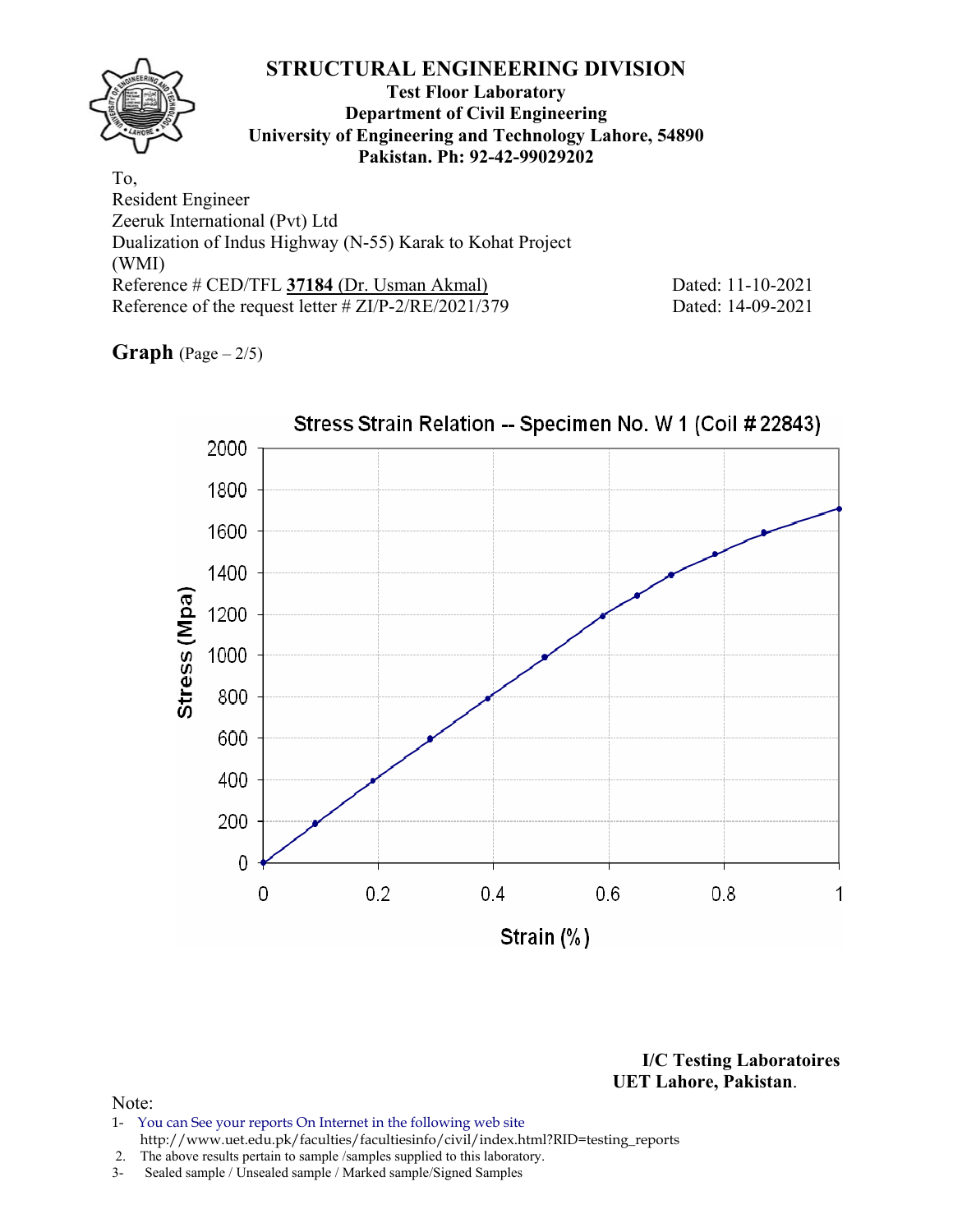# STRUCTURAL ENGINEERING DIVISION

**Test Floor Laboratory**
**Department of Civil Engineering**
**University of Engineering and Technology Lahore, 54890**
**Pakistan. Ph: 92-42-99029202**

To,
Resident Engineer
Zeeruk International (Pvt) Ltd
Dualization of Indus Highway (N-55) Karak to Kohat Project
(WMI)
Reference # CED/TFL **37184** (Dr. Usman Akmal) Dated: 11-10-2021
Reference of the request letter # ZI/P-2/RE/2021/379 Dated: 14-09-2021

**Graph** (Page – 2/5)

Stress Strain Relation -- Specimen No. W 1 (Coil # 22843)

Stress (Mpa): 0, 200, 400, 600, 800, 1000, 1200, 1400, 1600, 1800, 2000

Strain (%): 0, 0.2, 0.4, 0.6, 0.8, 1

**I/C Testing Laboratoires**
**UET Lahore, Pakistan**.

Note:
1- You can See your reports On Internet in the following web site
http://www.uet.edu.pk/faculties/facultiesinfo/civil/index.html?RID=testing_reports
2. The above results pertain to sample /samples supplied to this laboratory.
3- Sealed sample / Unsealed sample / Marked sample/Signed Samples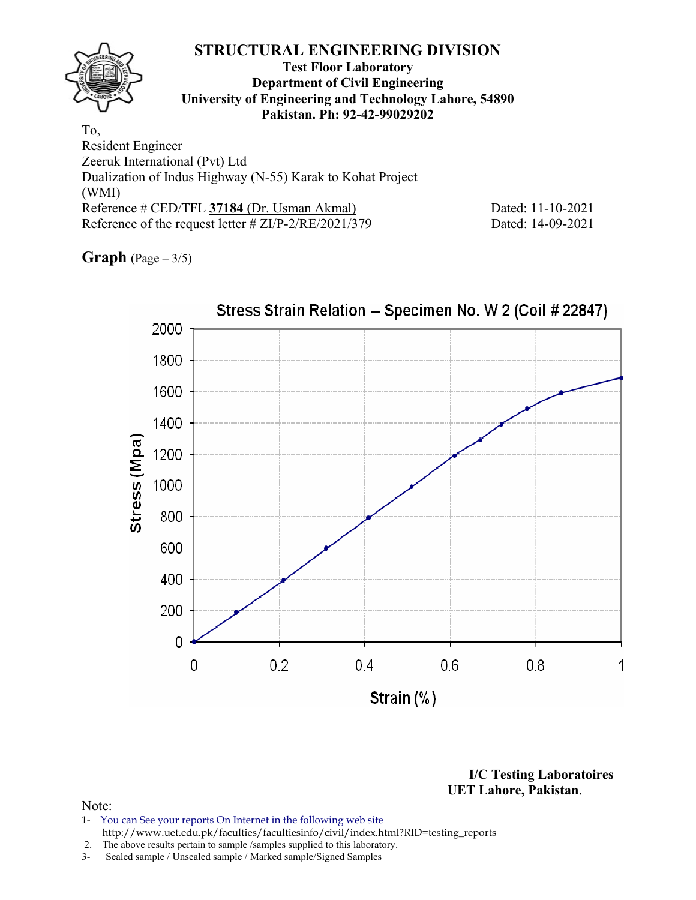# STRUCTURAL ENGINEERING DIVISION

**Test Floor Laboratory**
**Department of Civil Engineering**
**University of Engineering and Technology Lahore, 54890**
**Pakistan. Ph: 92-42-99029202**

To,
Resident Engineer
Zeeruk International (Pvt) Ltd
Dualization of Indus Highway (N-55) Karak to Kohat Project
(WMI)
Reference # CED/TFL **37184** (Dr. Usman Akmal) Dated: 11-10-2021
Reference of the request letter # ZI/P-2/RE/2021/379 Dated: 14-09-2021

**Graph** (Page – 3/5)

Stress Strain Relation -- Specimen No. W 2 (Coil # 22847)

Stress (Mpa) vs. Strain (%)

**I/C Testing Laboratoires**
**UET Lahore, Pakistan**.

Note:
1- You can See your reports On Internet in the following web site
http://www.uet.edu.pk/faculties/facultiesinfo/civil/index.html?RID=testing_reports
2. The above results pertain to sample /samples supplied to this laboratory.
3- Sealed sample / Unsealed sample / Marked sample/Signed Samples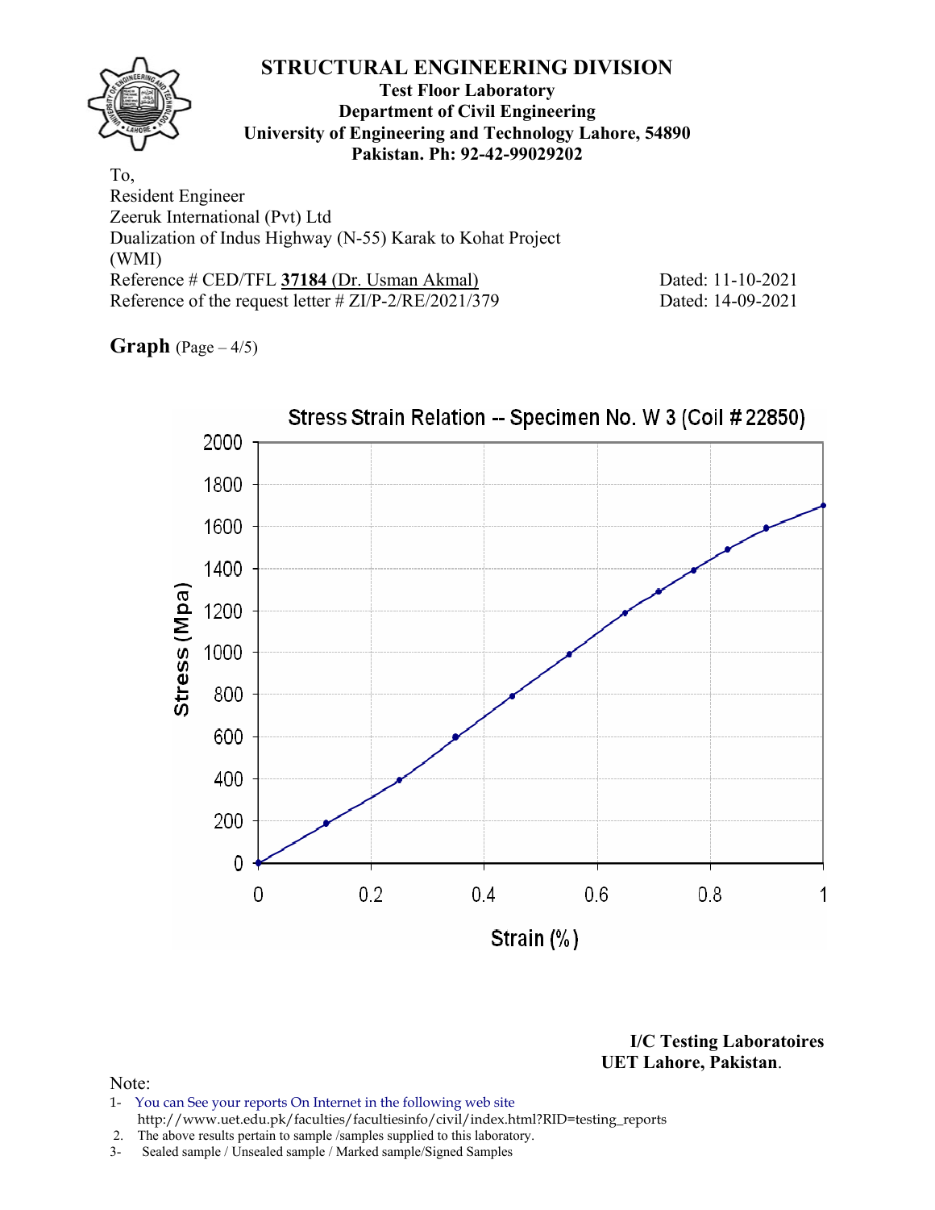# STRUCTURAL ENGINEERING DIVISION

**Test Floor Laboratory**
**Department of Civil Engineering**
**University of Engineering and Technology Lahore, 54890**
**Pakistan. Ph: 92-42-99029202**

To,
Resident Engineer
Zeeruk International (Pvt) Ltd
Dualization of Indus Highway (N-55) Karak to Kohat Project
(WMI)
Reference # CED/TFL **37184** (Dr. Usman Akmal) Dated: 11-10-2021
Reference of the request letter # ZI/P-2/RE/2021/379 Dated: 14-09-2021

**Graph** (Page – 4/5)

Stress Strain Relation -- Specimen No. W 3 (Coil # 22850)

**I/C Testing Laboratoires**
**UET Lahore, Pakistan**.

Note:
1- You can See your reports On Internet in the following web site
http://www.uet.edu.pk/faculties/facultiesinfo/civil/index.html?RID=testing_reports
2. The above results pertain to sample /samples supplied to this laboratory.
3- Sealed sample / Unsealed sample / Marked sample/Signed Samples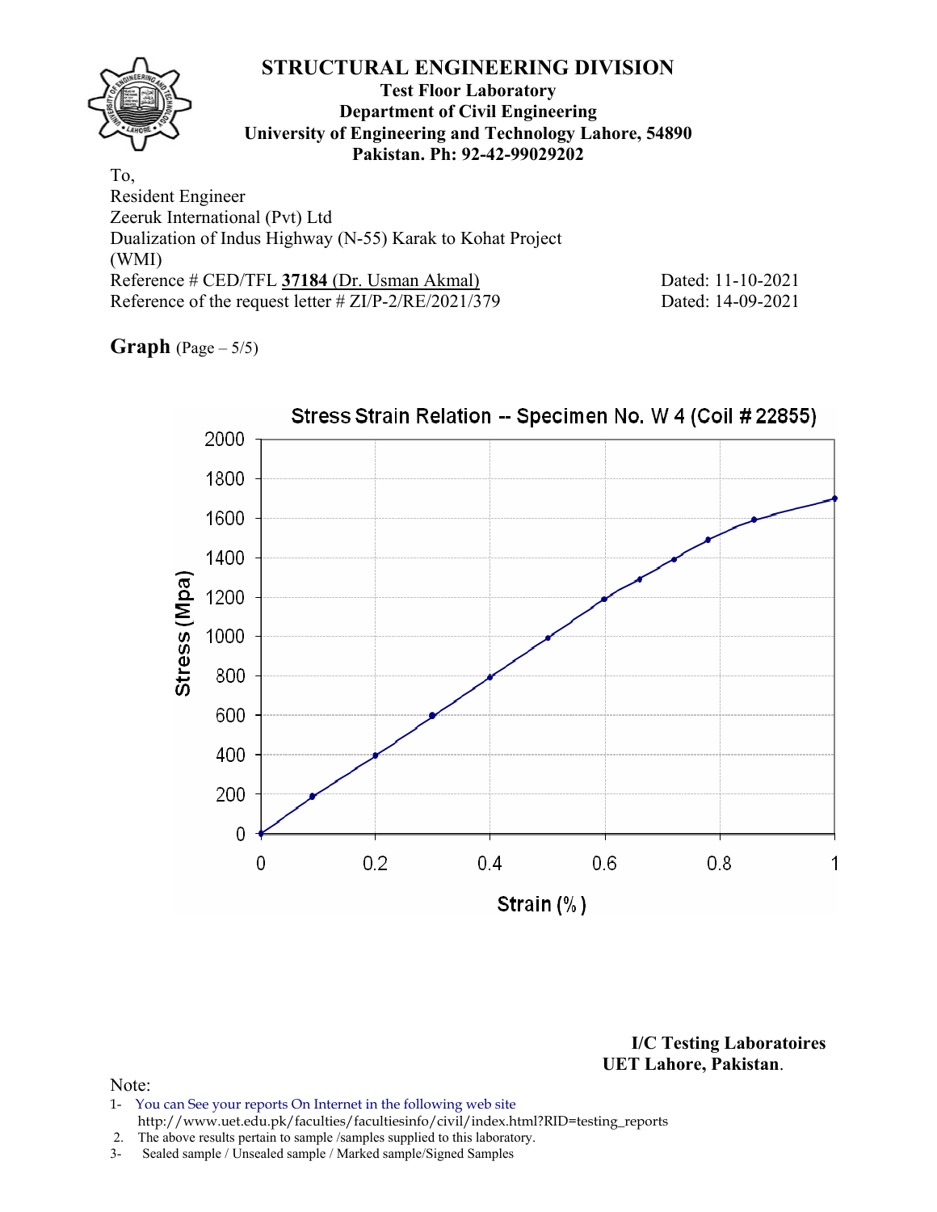# STRUCTURAL ENGINEERING DIVISION

**Test Floor Laboratory**
**Department of Civil Engineering**
**University of Engineering and Technology Lahore, 54890**
**Pakistan. Ph: 92-42-99029202**

To,
Resident Engineer
Zeeruk International (Pvt) Ltd
Dualization of Indus Highway (N-55) Karak to Kohat Project
(WMI)
Reference # CED/TFL **37184** (Dr. Usman Akmal) Dated: 11-10-2021
Reference of the request letter # ZI/P-2/RE/2021/379 Dated: 14-09-2021

**Graph** (Page – 5/5)

Stress Strain Relation -- Specimen No. W 4 (Coil # 22855)

Stress (Mpa) vs Strain (%)

**I/C Testing Laboratoires**
**UET Lahore, Pakistan.**

Note:
1- You can See your reports On Internet in the following web site
http://www.uet.edu.pk/faculties/facultiesinfo/civil/index.html?RID=testing_reports
2. The above results pertain to sample /samples supplied to this laboratory.
3- Sealed sample / Unsealed sample / Marked sample/Signed Samples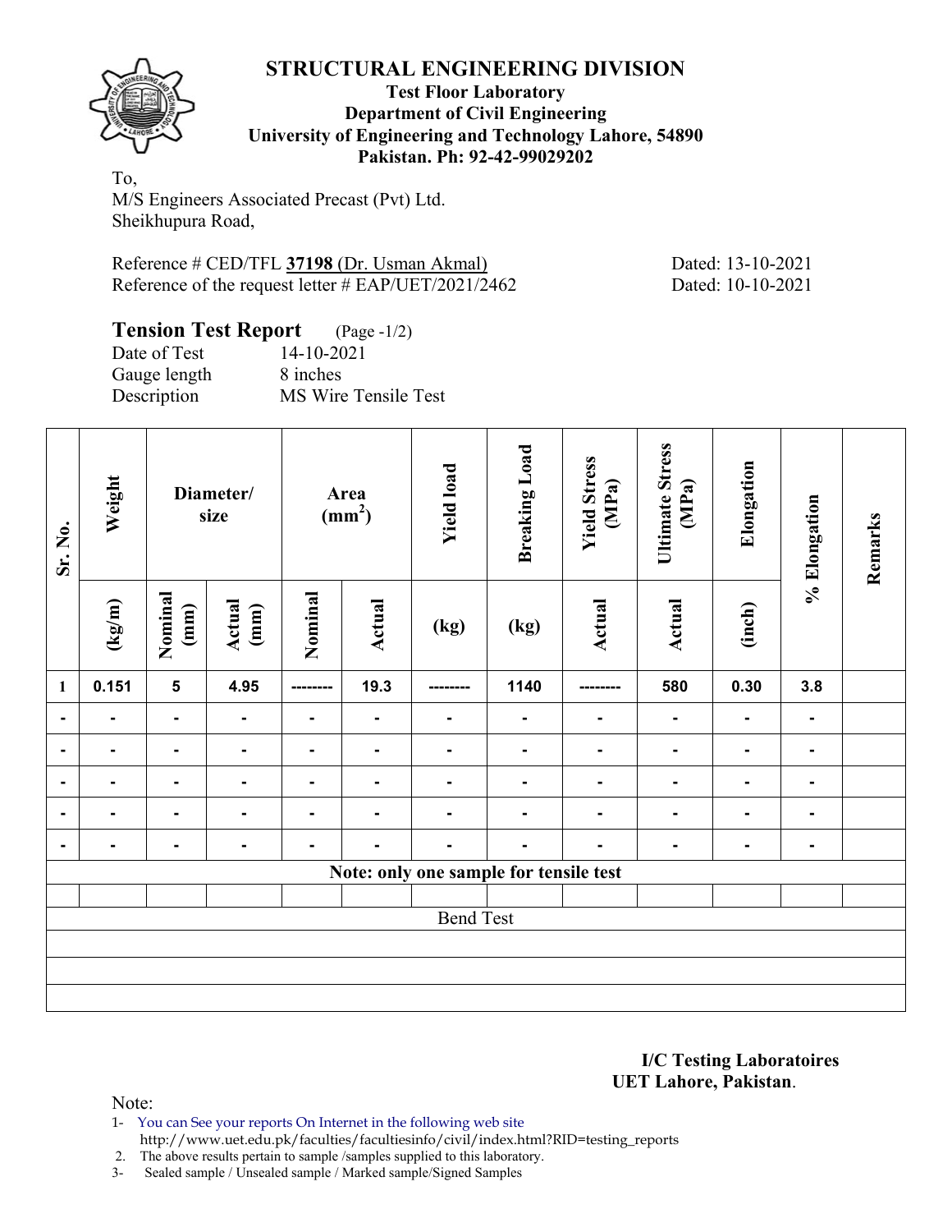# STRUCTURAL ENGINEERING DIVISION

**Test Floor Laboratory**
**Department of Civil Engineering**
**University of Engineering and Technology Lahore, 54890**
**Pakistan. Ph: 92-42-99029202**

To,
M/S Engineers Associated Precast (Pvt) Ltd.
Sheikhupura Road,

Reference # CED/TFL **37198** (Dr. Usman Akmal) Dated: 13-10-2021
Reference of the request letter # EAP/UET/2021/2462 Dated: 10-10-2021

## Tension Test Report (Page -1/2)

Date of Test 14-10-2021
Gauge length 8 inches
Description MS Wire Tensile Test

| Sr. No. | Weight | Diameter/ size | | Area ($mm^2$) | | Yield load | Breaking Load | Yield Stress (MPa) | Ultimate Stress (MPa) | Elongation | % Elongation | Remarks |
|---|---|---|---|---|---|---|---|---|---|---|---|---|
| | (kg/m) | Nominal (mm) | Actual (mm) | Nominal | Actual | (kg) | (kg) | Actual | Actual | (inch) | | |
| 1 | 0.151 | 5 | 4.95 | -------- | 19.3 | -------- | 1140 | -------- | 580 | 0.30 | 3.8 | |
| - | - | - | - | - | - | - | - | - | - | - | - | |
| - | - | - | - | - | - | - | - | - | - | - | - | |
| - | - | - | - | - | - | - | - | - | - | - | - | |
| - | - | - | - | - | - | - | - | - | - | - | - | |
| - | - | - | - | - | - | - | - | - | - | - | - | |
| Note: only one sample for tensile test | | | | | | | | | | | | |
| | | | | | | | | | | | | |
| Bend Test | | | | | | | | | | | | |
| | | | | | | | | | | | | |
| | | | | | | | | | | | | |
| | | | | | | | | | | | | |

**I/C Testing Laboratoires**
**UET Lahore, Pakistan**.

Note:
1- You can See your reports On Internet in the following web site
http://www.uet.edu.pk/faculties/facultiesinfo/civil/index.html?RID=testing_reports
2. The above results pertain to sample /samples supplied to this laboratory.
3- Sealed sample / Unsealed sample / Marked sample/Signed Samples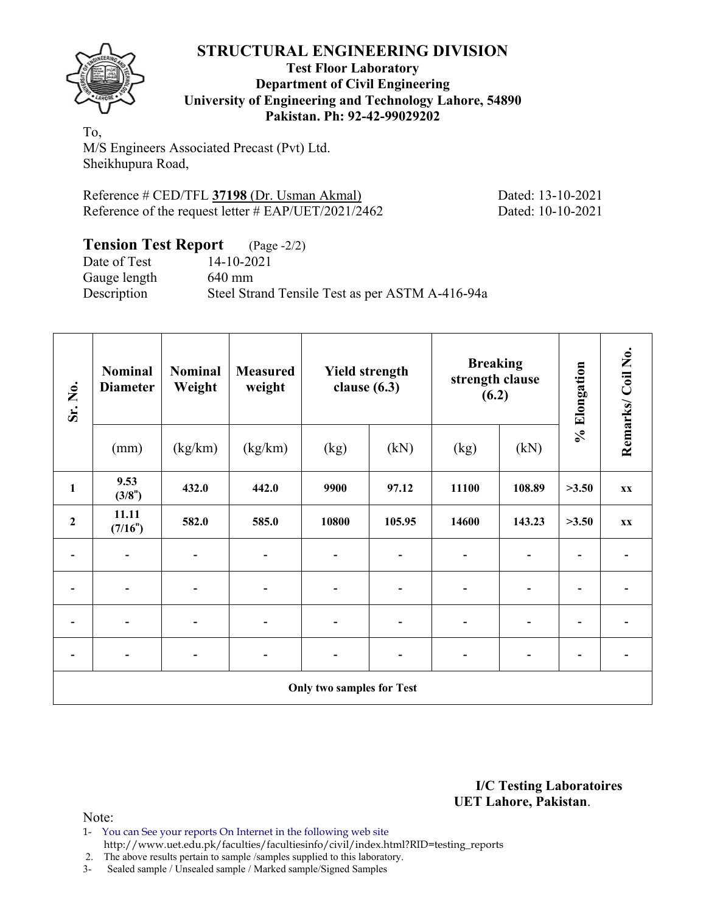# STRUCTURAL ENGINEERING DIVISION

**Test Floor Laboratory**
**Department of Civil Engineering**
**University of Engineering and Technology Lahore, 54890**
**Pakistan. Ph: 92-42-99029202**

To,
M/S Engineers Associated Precast (Pvt) Ltd.
Sheikhupura Road,

Reference # CED/TFL **37198** (Dr. Usman Akmal) Dated: 13-10-2021
Reference of the request letter # EAP/UET/2021/2462 Dated: 10-10-2021

## Tension Test Report (Page -2/2)

Date of Test 14-10-2021
Gauge length 640 mm
Description Steel Strand Tensile Test as per ASTM A-416-94a

| Sr. No. | Nominal Diameter | Nominal Weight | Measured weight | Yield strength clause (6.3) | | Breaking strength clause (6.2) | | % Elongation | Remarks/ Coil No. |
|---|---|---|---|---|---|---|---|---|---|
| | (mm) | (kg/km) | (kg/km) | (kg) | (kN) | (kg) | (kN) | | |
| 1 | 9.53 (3/8") | 432.0 | 442.0 | 9900 | 97.12 | 11100 | 108.89 | >3.50 | xx |
| 2 | 11.11 (7/16") | 582.0 | 585.0 | 10800 | 105.95 | 14600 | 143.23 | >3.50 | xx |
| - | - | - | - | - | - | - | - | - | - |
| - | - | - | - | - | - | - | - | - | - |
| - | - | - | - | - | - | - | - | - | - |
| - | - | - | - | - | - | - | - | - | - |
| Only two samples for Test | | | | | | | | | |

**I/C Testing Laboratoires**
**UET Lahore, Pakistan**.

Note:
1- You can See your reports On Internet in the following web site
http://www.uet.edu.pk/faculties/facultiesinfo/civil/index.html?RID=testing_reports
2. The above results pertain to sample /samples supplied to this laboratory.
3- Sealed sample / Unsealed sample / Marked sample/Signed Samples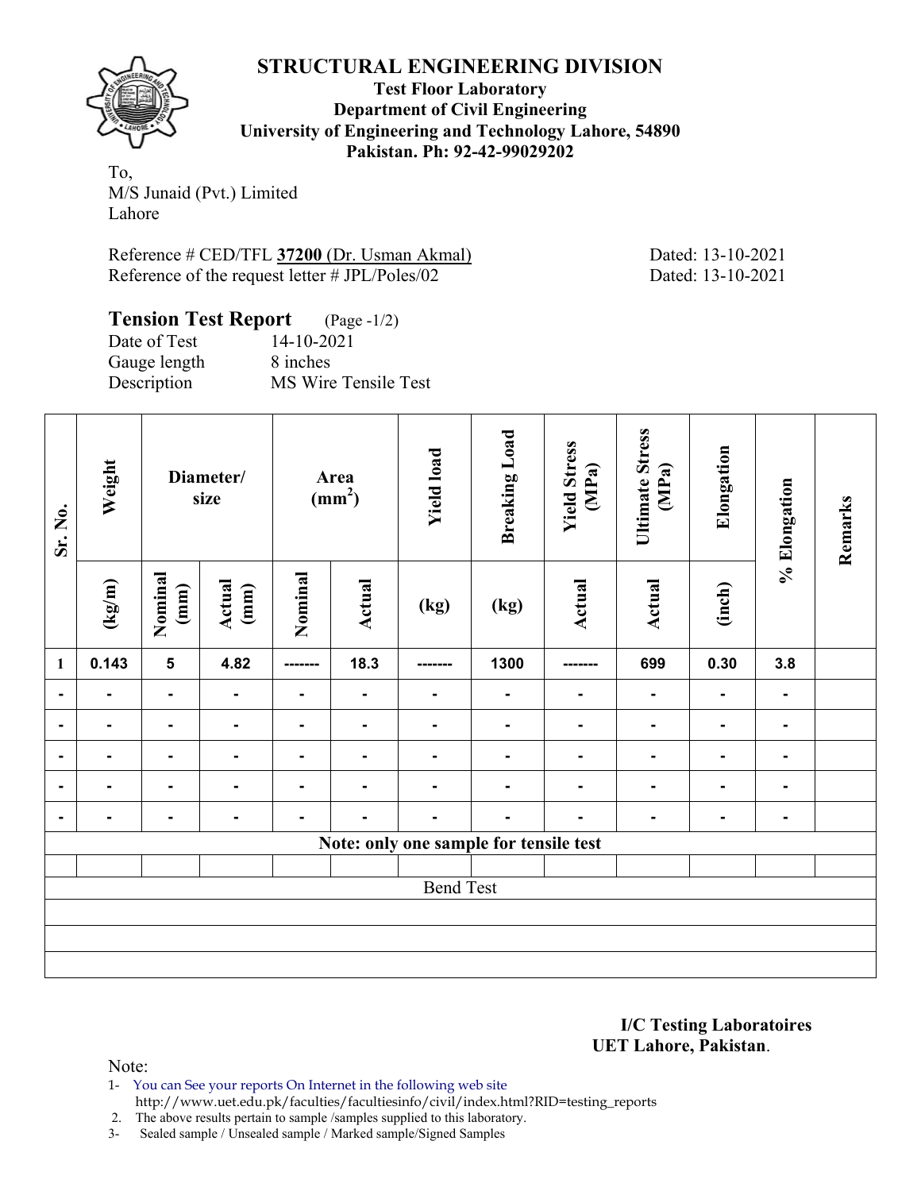# STRUCTURAL ENGINEERING DIVISION

**Test Floor Laboratory**
**Department of Civil Engineering**
**University of Engineering and Technology Lahore, 54890**
**Pakistan. Ph: 92-42-99029202**

To,
M/S Junaid (Pvt.) Limited
Lahore

Reference # CED/TFL **37200** (Dr. Usman Akmal) Dated: 13-10-2021
Reference of the request letter # JPL/Poles/02 Dated: 13-10-2021

## Tension Test Report (Page -1/2)

Date of Test 14-10-2021
Gauge length 8 inches
Description MS Wire Tensile Test

| Sr. No. | Weight | Diameter/ size | | Area ($mm^2$) | | Yield load | Breaking Load | Yield Stress (MPa) | Ultimate Stress (MPa) | Elongation | % Elongation | Remarks |
|---|---|---|---|---|---|---|---|---|---|---|---|---|
| | (kg/m) | Nominal (mm) | Actual (mm) | Nominal | Actual | (kg) | (kg) | Actual | Actual | (inch) | | |
| 1 | 0.143 | 5 | 4.82 | ------- | 18.3 | ------- | 1300 | ------- | 699 | 0.30 | 3.8 | |
| - | - | - | - | - | - | - | - | - | - | - | - | |
| - | - | - | - | - | - | - | - | - | - | - | - | |
| - | - | - | - | - | - | - | - | - | - | - | - | |
| - | - | - | - | - | - | - | - | - | - | - | - | |
| - | - | - | - | - | - | - | - | - | - | - | - | |
| Note: only one sample for tensile test | | | | | | | | | | | | |
| | | | | | | | | | | | | |
| Bend Test | | | | | | | | | | | | |

**I/C Testing Laboratoires**
**UET Lahore, Pakistan**.

Note:
1- You can See your reports On Internet in the following web site
http://www.uet.edu.pk/faculties/facultiesinfo/civil/index.html?RID=testing_reports
2. The above results pertain to sample /samples supplied to this laboratory.
3- Sealed sample / Unsealed sample / Marked sample/Signed Samples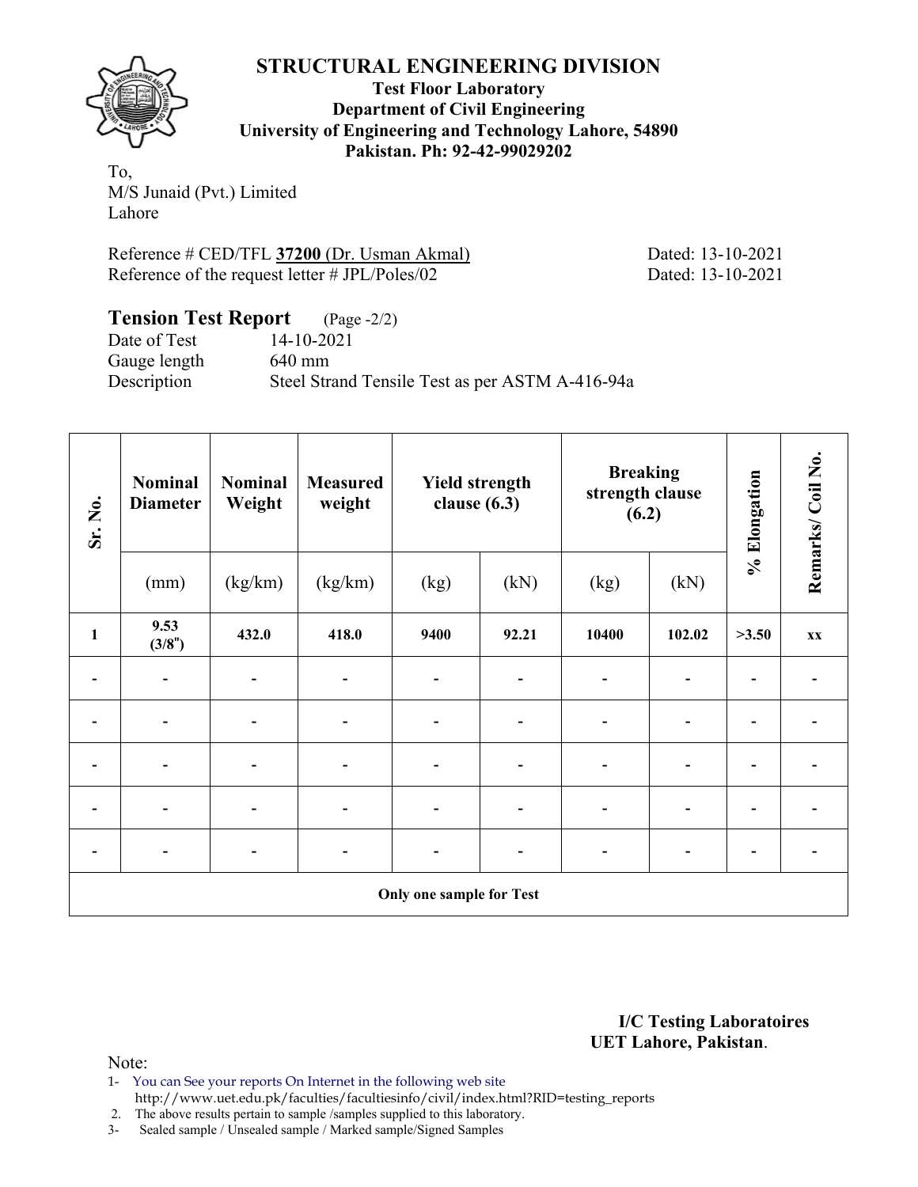# STRUCTURAL ENGINEERING DIVISION

**Test Floor Laboratory**
**Department of Civil Engineering**
**University of Engineering and Technology Lahore, 54890**
**Pakistan. Ph: 92-42-99029202**

To,
M/S Junaid (Pvt.) Limited
Lahore

Reference # CED/TFL **37200** (Dr. Usman Akmal) Dated: 13-10-2021
Reference of the request letter # JPL/Poles/02 Dated: 13-10-2021

## Tension Test Report (Page -2/2)

Date of Test 14-10-2021
Gauge length 640 mm
Description Steel Strand Tensile Test as per ASTM A-416-94a

| Sr. No. | Nominal Diameter | Nominal Weight | Measured weight | Yield strength clause (6.3) | | Breaking strength clause (6.2) | | % Elongation | Remarks/ Coil No. |
|---|---|---|---|---|---|---|---|---|---|
| | (mm) | (kg/km) | (kg/km) | (kg) | (kN) | (kg) | (kN) | | |
| **1** | **9.53 (3/8")** | **432.0** | **418.0** | **9400** | **92.21** | **10400** | **102.02** | **>3.50** | **xx** |
| - | - | - | - | - | - | - | - | - | - |
| - | - | - | - | - | - | - | - | - | - |
| - | - | - | - | - | - | - | - | - | - |
| - | - | - | - | - | - | - | - | - | - |
| - | - | - | - | - | - | - | - | - | - |
| **Only one sample for Test** | | | | | | | | | |

**I/C Testing Laboratoires**
**UET Lahore, Pakistan**.

Note:
1- You can See your reports On Internet in the following web site
http://www.uet.edu.pk/faculties/facultiesinfo/civil/index.html?RID=testing_reports
2. The above results pertain to sample /samples supplied to this laboratory.
3- Sealed sample / Unsealed sample / Marked sample/Signed Samples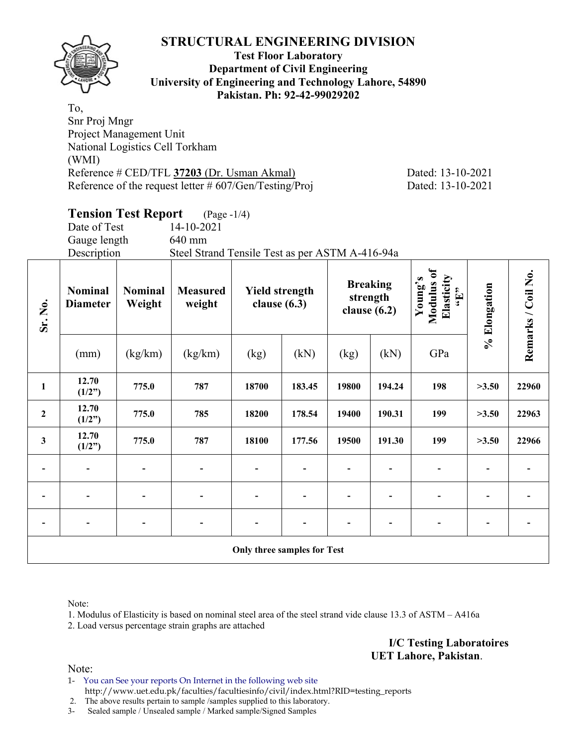# STRUCTURAL ENGINEERING DIVISION

**Test Floor Laboratory**
**Department of Civil Engineering**
**University of Engineering and Technology Lahore, 54890**
**Pakistan. Ph: 92-42-99029202**

To,
Snr Proj Mngr
Project Management Unit
National Logistics Cell Torkham
(WMI)
Reference # CED/TFL **37203** (Dr. Usman Akmal) Dated: 13-10-2021
Reference of the request letter # 607/Gen/Testing/Proj Dated: 13-10-2021

## Tension Test Report (Page -1/4)

Date of Test 14-10-2021
Gauge length 640 mm
Description Steel Strand Tensile Test as per ASTM A-416-94a

| Sr. No. | Nominal Diameter | Nominal Weight | Measured weight | Yield strength clause (6.3) | | Breaking strength clause (6.2) | | Young's Modulus of Elasticity "E" | % Elongation | Remarks / Coil No. |
|---|---|---|---|---|---|---|---|---|---|---|
| | (mm) | (kg/km) | (kg/km) | (kg) | (kN) | (kg) | (kN) | GPa | | |
| 1 | 12.70 (1/2") | 775.0 | 787 | 18700 | 183.45 | 19800 | 194.24 | 198 | >3.50 | 22960 |
| 2 | 12.70 (1/2") | 775.0 | 785 | 18200 | 178.54 | 19400 | 190.31 | 199 | >3.50 | 22963 |
| 3 | 12.70 (1/2") | 775.0 | 787 | 18100 | 177.56 | 19500 | 191.30 | 199 | >3.50 | 22966 |
| - | - | - | - | - | - | - | - | - | - | - |
| - | - | - | - | - | - | - | - | - | - | - |
| - | - | - | - | - | - | - | - | - | - | - |
| **Only three samples for Test** | | | | | | | | | | |

Note:
1. Modulus of Elasticity is based on nominal steel area of the steel strand vide clause 13.3 of ASTM – A416a
2. Load versus percentage strain graphs are attached

**I/C Testing Laboratoires**
**UET Lahore, Pakistan**.

Note:
1- You can See your reports On Internet in the following web site
http://www.uet.edu.pk/faculties/facultiesinfo/civil/index.html?RID=testing_reports
2. The above results pertain to sample /samples supplied to this laboratory.
3- Sealed sample / Unsealed sample / Marked sample/Signed Samples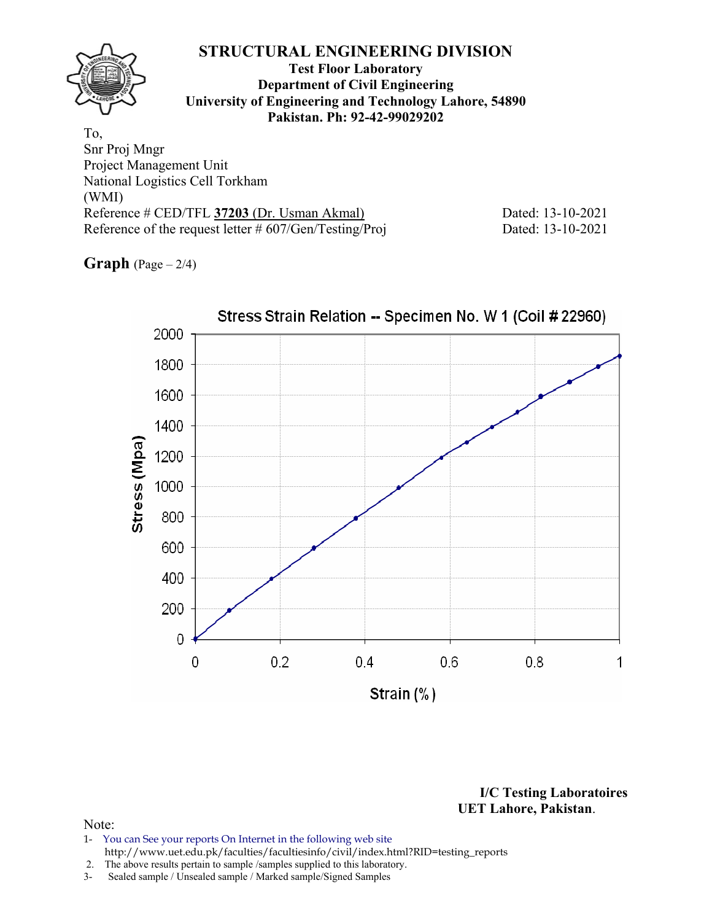# STRUCTURAL ENGINEERING DIVISION

**Test Floor Laboratory**
**Department of Civil Engineering**
**University of Engineering and Technology Lahore, 54890**
**Pakistan. Ph: 92-42-99029202**

To,
Snr Proj Mngr
Project Management Unit
National Logistics Cell Torkham
(WMI)
Reference # CED/TFL **37203** (Dr. Usman Akmal) Dated: 13-10-2021
Reference of the request letter # 607/Gen/Testing/Proj Dated: 13-10-2021

**Graph** (Page – 2/4)

Stress Strain Relation -- Specimen No. W 1 (Coil # 22960)

Stress (Mpa)

Strain (%)

**I/C Testing Laboratoires**
**UET Lahore, Pakistan**.

Note:
1- You can See your reports On Internet in the following web site
http://www.uet.edu.pk/faculties/facultiesinfo/civil/index.html?RID=testing_reports
2. The above results pertain to sample /samples supplied to this laboratory.
3- Sealed sample / Unsealed sample / Marked sample/Signed Samples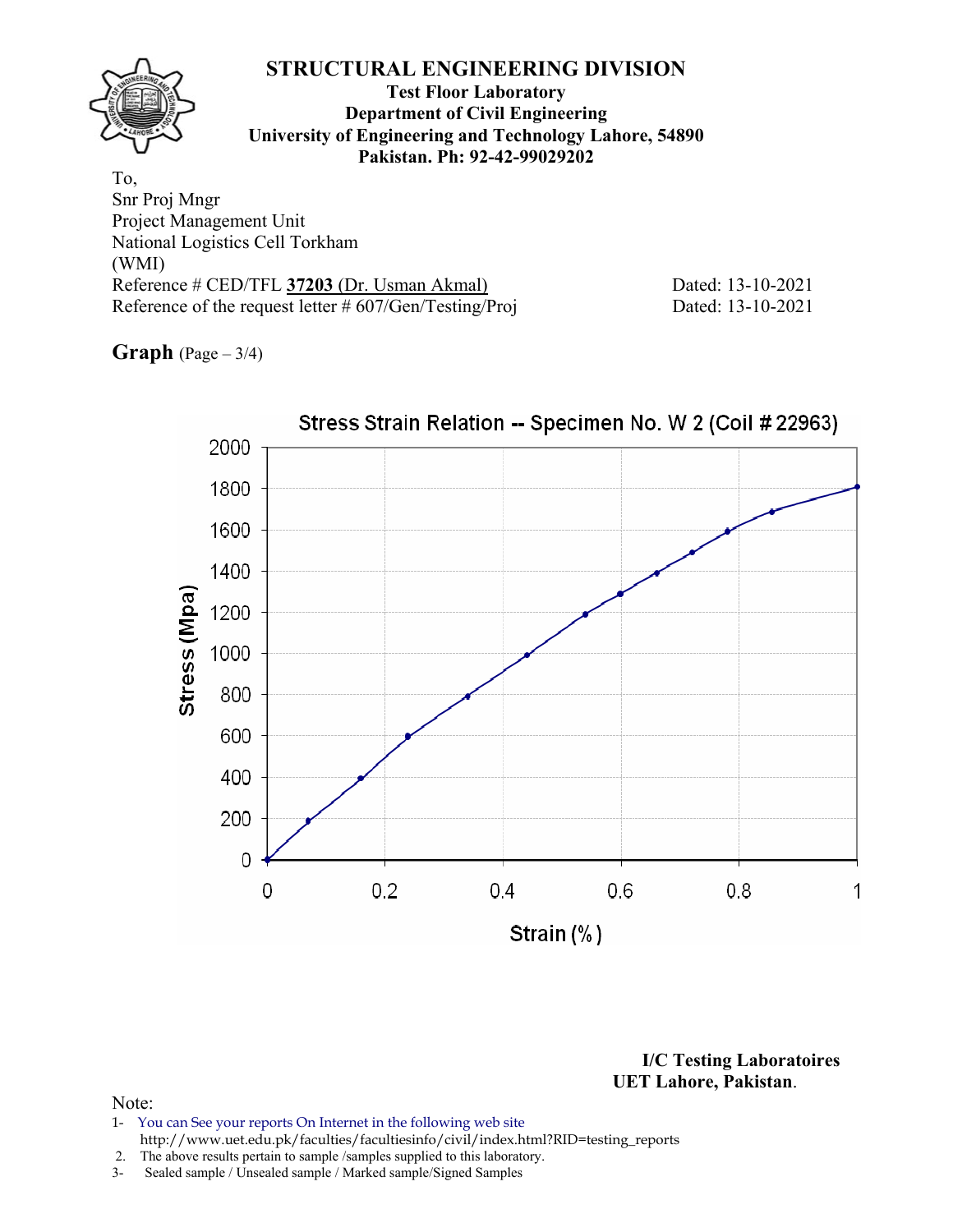# STRUCTURAL ENGINEERING DIVISION

**Test Floor Laboratory**
**Department of Civil Engineering**
**University of Engineering and Technology Lahore, 54890**
**Pakistan. Ph: 92-42-99029202**

To,
Snr Proj Mngr
Project Management Unit
National Logistics Cell Torkham
(WMI)
Reference # CED/TFL **37203** (Dr. Usman Akmal) Dated: 13-10-2021
Reference of the request letter # 607/Gen/Testing/Proj Dated: 13-10-2021

**Graph** (Page – 3/4)

Stress Strain Relation -- Specimen No. W 2 (Coil # 22963)

Stress (Mpa) vs Strain (%)

**I/C Testing Laboratoires**
**UET Lahore, Pakistan.**

Note:

1- You can See your reports On Internet in the following web site
http://www.uet.edu.pk/faculties/facultiesinfo/civil/index.html?RID=testing_reports
2. The above results pertain to sample /samples supplied to this laboratory.
3- Sealed sample / Unsealed sample / Marked sample/Signed Samples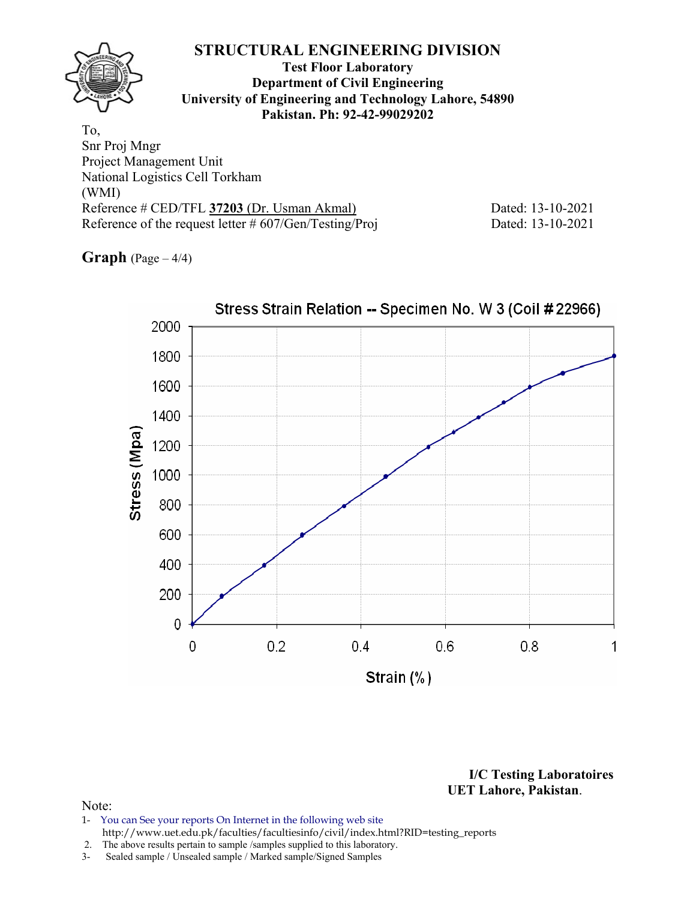# STRUCTURAL ENGINEERING DIVISION

**Test Floor Laboratory**
**Department of Civil Engineering**
**University of Engineering and Technology Lahore, 54890**
**Pakistan. Ph: 92-42-99029202**

To,
Snr Proj Mngr
Project Management Unit
National Logistics Cell Torkham
(WMI)

Reference # CED/TFL **37203** (Dr. Usman Akmal) Dated: 13-10-2021
Reference of the request letter # 607/Gen/Testing/Proj Dated: 13-10-2021

**Graph** (Page – 4/4)

Stress Strain Relation -- Specimen No. W 3 (Coil # 22966)

Stress (Mpa): 0, 200, 400, 600, 800, 1000, 1200, 1400, 1600, 1800, 2000

Strain (%): 0, 0.2, 0.4, 0.6, 0.8, 1

**I/C Testing Laboratoires**
**UET Lahore, Pakistan.**

Note:
1- You can See your reports On Internet in the following web site
http://www.uet.edu.pk/faculties/facultiesinfo/civil/index.html?RID=testing_reports
2. The above results pertain to sample /samples supplied to this laboratory.
3- Sealed sample / Unsealed sample / Marked sample/Signed Samples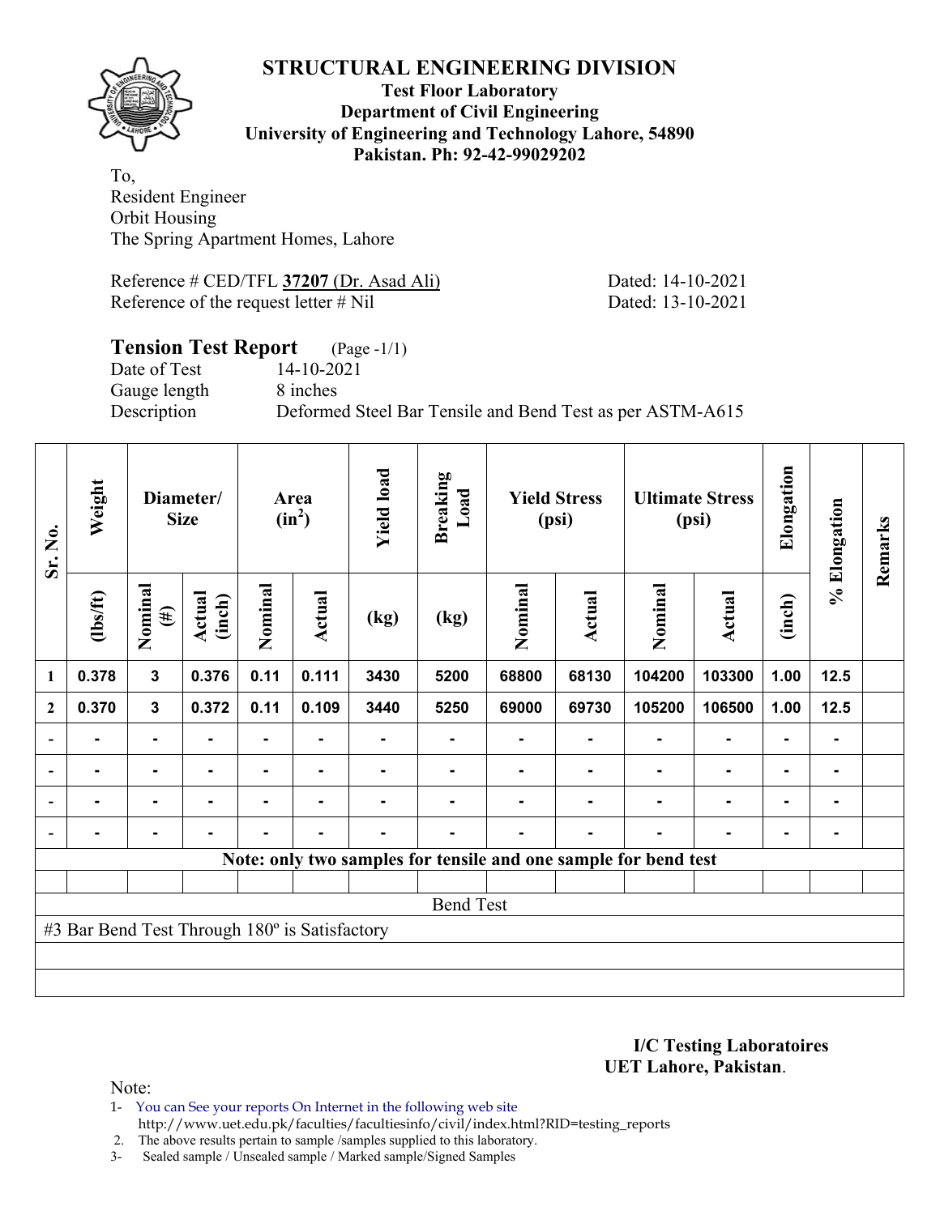# STRUCTURAL ENGINEERING DIVISION

**Test Floor Laboratory**
**Department of Civil Engineering**
**University of Engineering and Technology Lahore, 54890**
**Pakistan. Ph: 92-42-99029202**

To,
Resident Engineer
Orbit Housing
The Spring Apartment Homes, Lahore

Reference # CED/TFL **37207** (Dr. Asad Ali) Dated: 14-10-2021
Reference of the request letter # Nil Dated: 13-10-2021

## Tension Test Report (Page -1/1)

Date of Test 14-10-2021
Gauge length 8 inches
Description Deformed Steel Bar Tensile and Bend Test as per ASTM-A615

| Sr. No. | Weight | Diameter/ Size | | Area ($in^2$) | | Yield load | Breaking Load | Yield Stress (psi) | | Ultimate Stress (psi) | | Elongation | % Elongation | Remarks |
|---|---|---|---|---|---|---|---|---|---|---|---|---|---|---|
| | (lbs/ft) | Nominal (#) | Actual (inch) | Nominal | Actual | (kg) | (kg) | Nominal | Actual | Nominal | Actual | (inch) | | |
| 1 | 0.378 | 3 | 0.376 | 0.11 | 0.111 | 3430 | 5200 | 68800 | 68130 | 104200 | 103300 | 1.00 | 12.5 | |
| 2 | 0.370 | 3 | 0.372 | 0.11 | 0.109 | 3440 | 5250 | 69000 | 69730 | 105200 | 106500 | 1.00 | 12.5 | |
| - | - | - | - | - | - | - | - | - | - | - | - | - | - | |
| - | - | - | - | - | - | - | - | - | - | - | - | - | - | |
| - | - | - | - | - | - | - | - | - | - | - | - | - | - | |
| - | - | - | - | - | - | - | - | - | - | - | - | - | - | |
| **Note: only two samples for tensile and one sample for bend test** | | | | | | | | | | | | | | |
| | | | | | | | | | | | | | | |
| Bend Test | | | | | | | | | | | | | | |
| #3 Bar Bend Test Through 180º is Satisfactory | | | | | | | | | | | | | | |

**I/C Testing Laboratoires**
**UET Lahore, Pakistan**.

Note:

1- You can See your reports On Internet in the following web site
http://www.uet.edu.pk/faculties/facultiesinfo/civil/index.html?RID=testing_reports
2. The above results pertain to sample /samples supplied to this laboratory.
3- Sealed sample / Unsealed sample / Marked sample/Signed Samples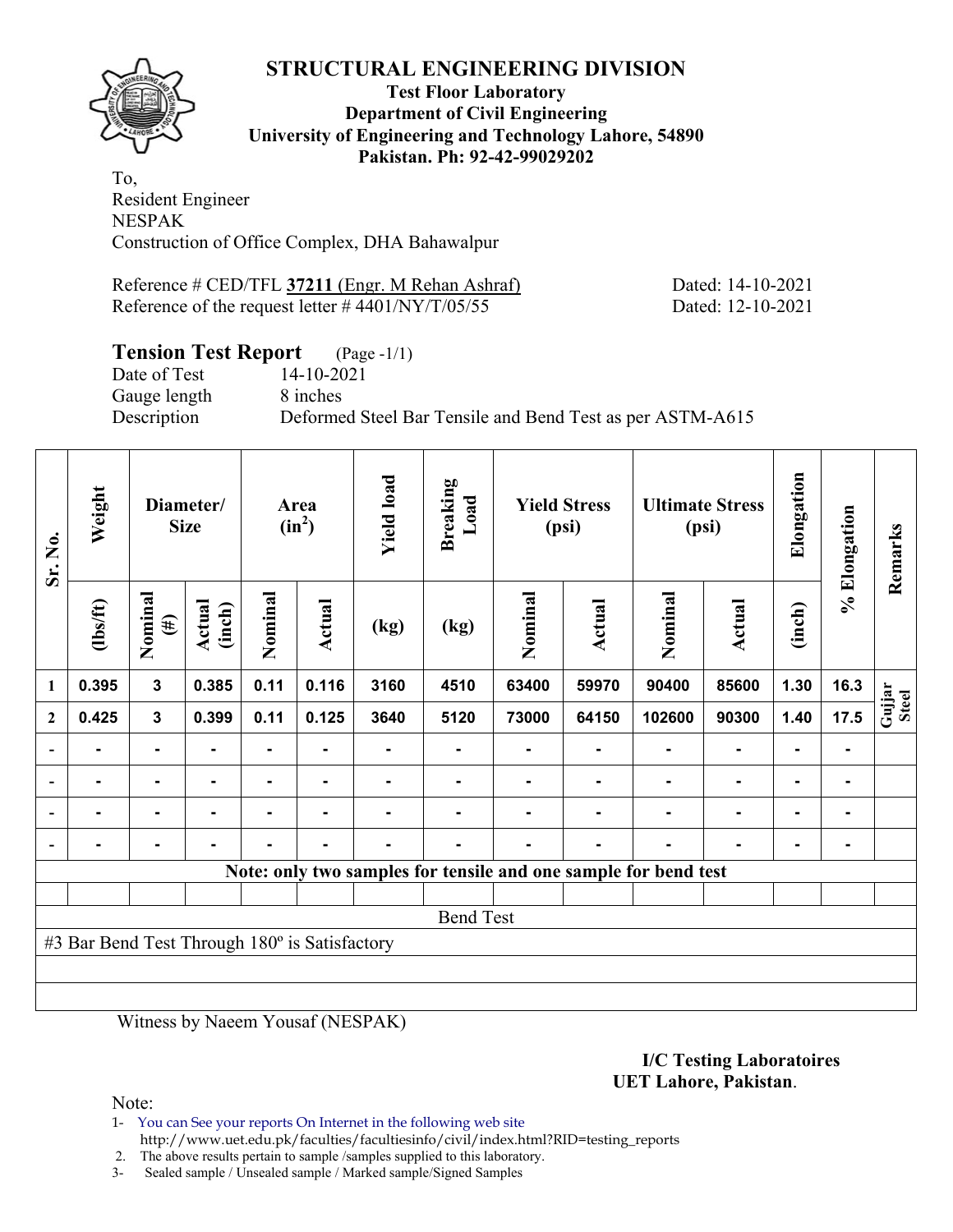# STRUCTURAL ENGINEERING DIVISION

**Test Floor Laboratory**
**Department of Civil Engineering**
**University of Engineering and Technology Lahore, 54890**
**Pakistan. Ph: 92-42-99029202**

To,
Resident Engineer
NESPAK
Construction of Office Complex, DHA Bahawalpur

Reference # CED/TFL **37211** (Engr. M Rehan Ashraf) Dated: 14-10-2021
Reference of the request letter # 4401/NY/T/05/55 Dated: 12-10-2021

## Tension Test Report (Page -1/1)

Date of Test 14-10-2021
Gauge length 8 inches
Description Deformed Steel Bar Tensile and Bend Test as per ASTM-A615

| Sr. No. | Weight | Diameter/ Size | | Area ($in^2$) | | Yield load | Breaking Load | Yield Stress (psi) | | Ultimate Stress (psi) | | Elongation | % Elongation | Remarks |
|---|---|---|---|---|---|---|---|---|---|---|---|---|---|---|
| | (lbs/ft) | Nominal (#) | Actual (inch) | Nominal | Actual | (kg) | (kg) | Nominal | Actual | Nominal | Actual | (inch) | | |
| 1 | 0.395 | 3 | 0.385 | 0.11 | 0.116 | 3160 | 4510 | 63400 | 59970 | 90400 | 85600 | 1.30 | 16.3 | Gujjar Steel |
| 2 | 0.425 | 3 | 0.399 | 0.11 | 0.125 | 3640 | 5120 | 73000 | 64150 | 102600 | 90300 | 1.40 | 17.5 | |
| - | - | - | - | - | - | - | - | - | - | - | - | - | - | |
| - | - | - | - | - | - | - | - | - | - | - | - | - | - | |
| - | - | - | - | - | - | - | - | - | - | - | - | - | - | |
| - | - | - | - | - | - | - | - | - | - | - | - | - | - | |
| Note: only two samples for tensile and one sample for bend test | | | | | | | | | | | | | | |
| | | | | | | | | | | | | | | |
| Bend Test | | | | | | | | | | | | | | |
| #3 Bar Bend Test Through 180º is Satisfactory | | | | | | | | | | | | | | |

Witness by Naeem Yousaf (NESPAK)

**I/C Testing Laboratoires**
**UET Lahore, Pakistan**.

Note:
1- You can See your reports On Internet in the following web site http://www.uet.edu.pk/faculties/facultiesinfo/civil/index.html?RID=testing_reports
2. The above results pertain to sample /samples supplied to this laboratory.
3- Sealed sample / Unsealed sample / Marked sample/Signed Samples